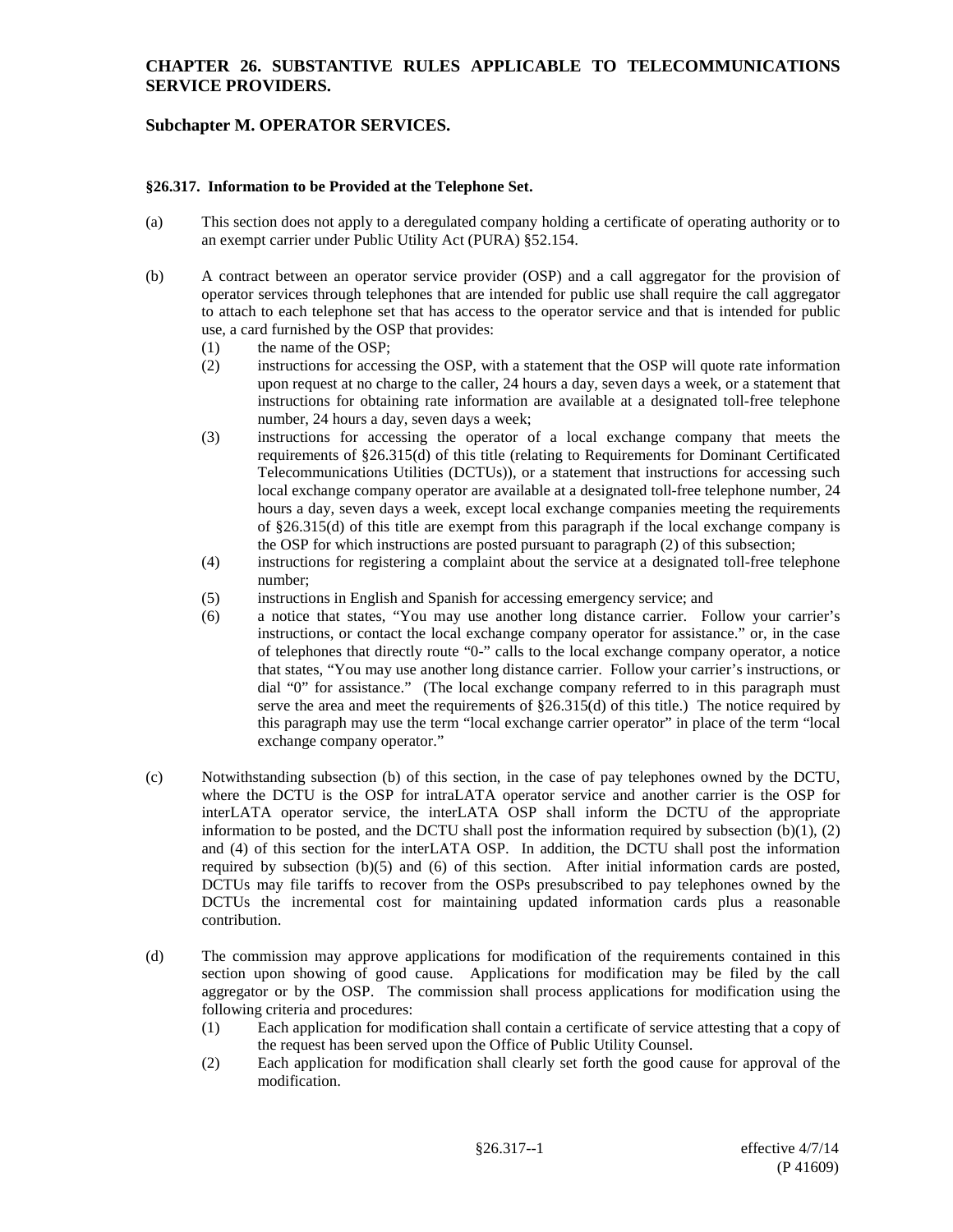## CHAPTER 26. SUBSTANTIVE RULES APPLICABLE TO TELECOMMUNICATIONS SERVICE PROVIDERS.

### Subchapter M. OPERATOR SERVICES.

#### §26.317. Information to be Provided at the Telephone Set.

(a) This section does not apply to a deregulated company holding a certificate of operating authority or to an exempt carrier under Public Utility Act (PURA) §52.154.

(b) A contract between an operator service provider (OSP) and a call aggregator for the provision of operator services through telephones that are intended for public use shall require the call aggregator to attach to each telephone set that has access to the operator service and that is intended for public use, a card furnished by the OSP that provides:

(1) the name of the OSP;

(2) instructions for accessing the OSP, with a statement that the OSP will quote rate information upon request at no charge to the caller, 24 hours a day, seven days a week, or a statement that instructions for obtaining rate information are available at a designated toll-free telephone number, 24 hours a day, seven days a week;

(3) instructions for accessing the operator of a local exchange company that meets the requirements of §26.315(d) of this title (relating to Requirements for Dominant Certificated Telecommunications Utilities (DCTUs)), or a statement that instructions for accessing such local exchange company operator are available at a designated toll-free telephone number, 24 hours a day, seven days a week, except local exchange companies meeting the requirements of §26.315(d) of this title are exempt from this paragraph if the local exchange company is the OSP for which instructions are posted pursuant to paragraph (2) of this subsection;

(4) instructions for registering a complaint about the service at a designated toll-free telephone number;

(5) instructions in English and Spanish for accessing emergency service; and

(6) a notice that states, "You may use another long distance carrier. Follow your carrier's instructions, or contact the local exchange company operator for assistance." or, in the case of telephones that directly route "0-" calls to the local exchange company operator, a notice that states, "You may use another long distance carrier. Follow your carrier's instructions, or dial "0" for assistance." (The local exchange company referred to in this paragraph must serve the area and meet the requirements of §26.315(d) of this title.) The notice required by this paragraph may use the term "local exchange carrier operator" in place of the term "local exchange company operator."

(c) Notwithstanding subsection (b) of this section, in the case of pay telephones owned by the DCTU, where the DCTU is the OSP for intraLATA operator service and another carrier is the OSP for interLATA operator service, the interLATA OSP shall inform the DCTU of the appropriate information to be posted, and the DCTU shall post the information required by subsection (b)(1), (2) and (4) of this section for the interLATA OSP. In addition, the DCTU shall post the information required by subsection (b)(5) and (6) of this section. After initial information cards are posted, DCTUs may file tariffs to recover from the OSPs presubscribed to pay telephones owned by the DCTUs the incremental cost for maintaining updated information cards plus a reasonable contribution.

(d) The commission may approve applications for modification of the requirements contained in this section upon showing of good cause. Applications for modification may be filed by the call aggregator or by the OSP. The commission shall process applications for modification using the following criteria and procedures:

(1) Each application for modification shall contain a certificate of service attesting that a copy of the request has been served upon the Office of Public Utility Counsel.

(2) Each application for modification shall clearly set forth the good cause for approval of the modification.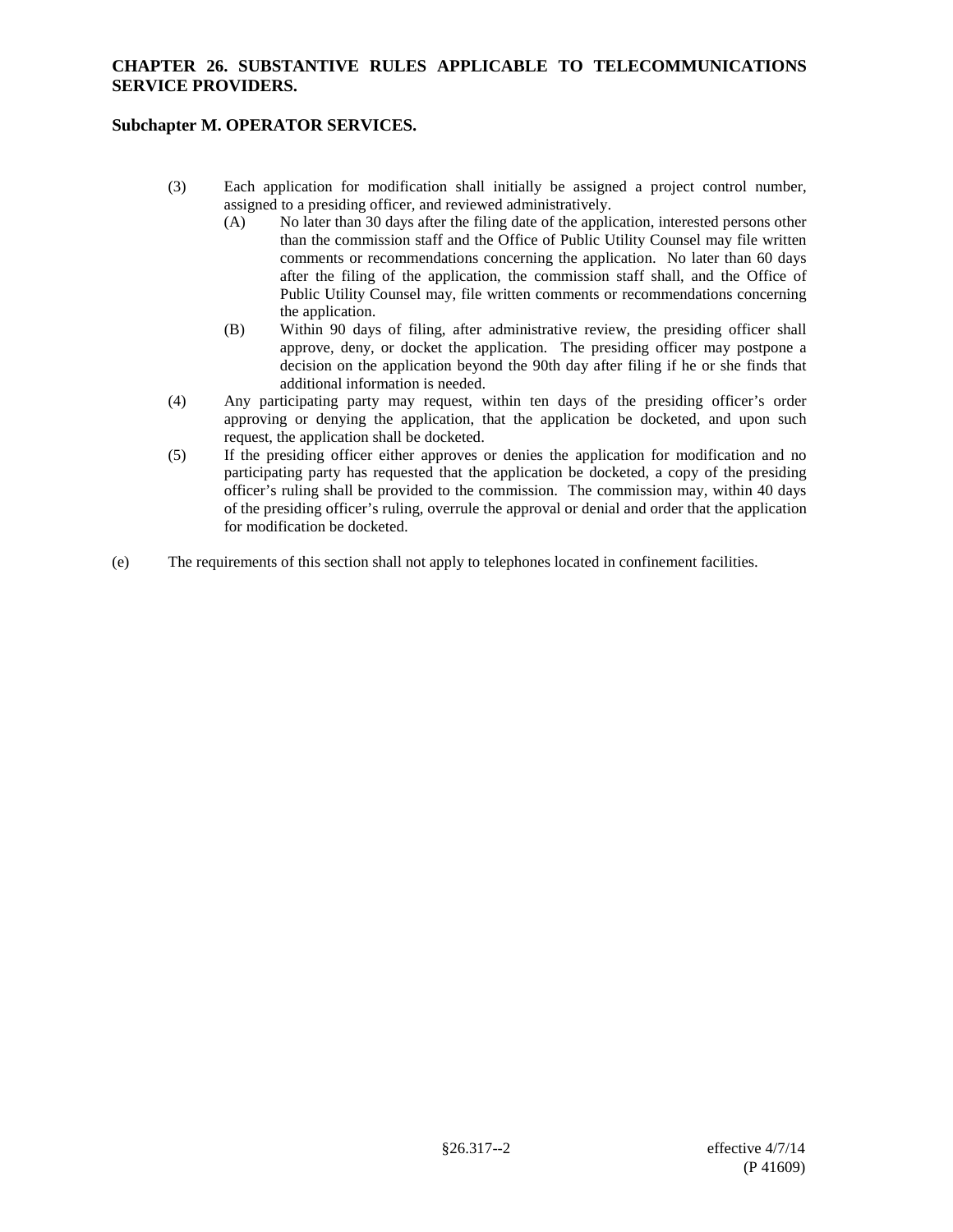(3) Each application for modification shall initially be assigned a project control number, assigned to a presiding officer, and reviewed administratively.

   (A) No later than 30 days after the filing date of the application, interested persons other than the commission staff and the Office of Public Utility Counsel may file written comments or recommendations concerning the application. No later than 60 days after the filing of the application, the commission staff shall, and the Office of Public Utility Counsel may, file written comments or recommendations concerning the application.

   (B) Within 90 days of filing, after administrative review, the presiding officer shall approve, deny, or docket the application. The presiding officer may postpone a decision on the application beyond the 90th day after filing if he or she finds that additional information is needed.

(4) Any participating party may request, within ten days of the presiding officer's order approving or denying the application, that the application be docketed, and upon such request, the application shall be docketed.

(5) If the presiding officer either approves or denies the application for modification and no participating party has requested that the application be docketed, a copy of the presiding officer's ruling shall be provided to the commission. The commission may, within 40 days of the presiding officer's ruling, overrule the approval or denial and order that the application for modification be docketed.

(e) The requirements of this section shall not apply to telephones located in confinement facilities.